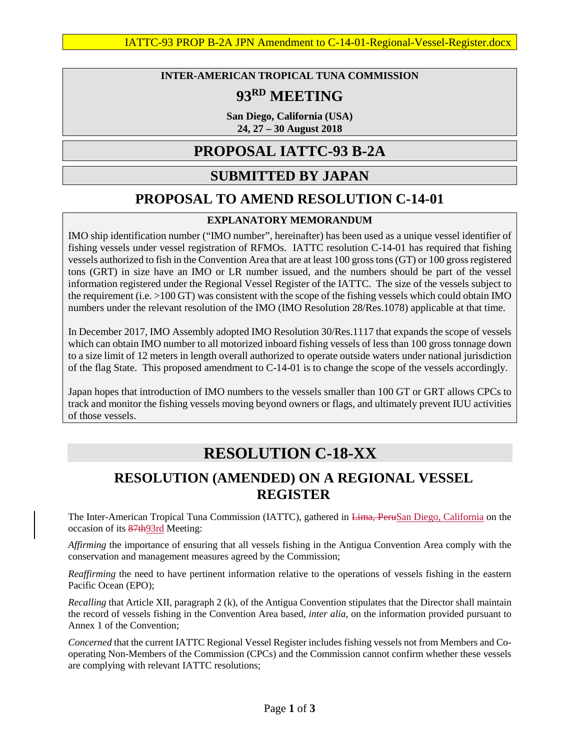IATTC-93 PROP B-2A JPN Amendment to C-14-01-Regional-Vessel-Register.docx

**INTER-AMERICAN TROPICAL TUNA COMMISSION**

# 93RD MEETING

**San Diego, California (USA)**
**24, 27 – 30 August 2018**

# PROPOSAL IATTC-93 B-2A

## SUBMITTED BY JAPAN

## PROPOSAL TO AMEND RESOLUTION C-14-01

### EXPLANATORY MEMORANDUM

IMO ship identification number ("IMO number", hereinafter) has been used as a unique vessel identifier of fishing vessels under vessel registration of RFMOs. IATTC resolution C-14-01 has required that fishing vessels authorized to fish in the Convention Area that are at least 100 gross tons (GT) or 100 gross registered tons (GRT) in size have an IMO or LR number issued, and the numbers should be part of the vessel information registered under the Regional Vessel Register of the IATTC. The size of the vessels subject to the requirement (i.e. >100 GT) was consistent with the scope of the fishing vessels which could obtain IMO numbers under the relevant resolution of the IMO (IMO Resolution 28/Res.1078) applicable at that time.

In December 2017, IMO Assembly adopted IMO Resolution 30/Res.1117 that expands the scope of vessels which can obtain IMO number to all motorized inboard fishing vessels of less than 100 gross tonnage down to a size limit of 12 meters in length overall authorized to operate outside waters under national jurisdiction of the flag State. This proposed amendment to C-14-01 is to change the scope of the vessels accordingly.

Japan hopes that introduction of IMO numbers to the vessels smaller than 100 GT or GRT allows CPCs to track and monitor the fishing vessels moving beyond owners or flags, and ultimately prevent IUU activities of those vessels.

# RESOLUTION C-18-XX

## RESOLUTION (AMENDED) ON A REGIONAL VESSEL REGISTER

The Inter-American Tropical Tuna Commission (IATTC), gathered in ~~Lima, Peru~~San Diego, California on the occasion of its ~~87th~~93rd Meeting:

*Affirming* the importance of ensuring that all vessels fishing in the Antigua Convention Area comply with the conservation and management measures agreed by the Commission;

*Reaffirming* the need to have pertinent information relative to the operations of vessels fishing in the eastern Pacific Ocean (EPO);

*Recalling* that Article XII, paragraph 2 (k), of the Antigua Convention stipulates that the Director shall maintain the record of vessels fishing in the Convention Area based, *inter alia*, on the information provided pursuant to Annex 1 of the Convention;

*Concerned* that the current IATTC Regional Vessel Register includes fishing vessels not from Members and Co-operating Non-Members of the Commission (CPCs) and the Commission cannot confirm whether these vessels are complying with relevant IATTC resolutions;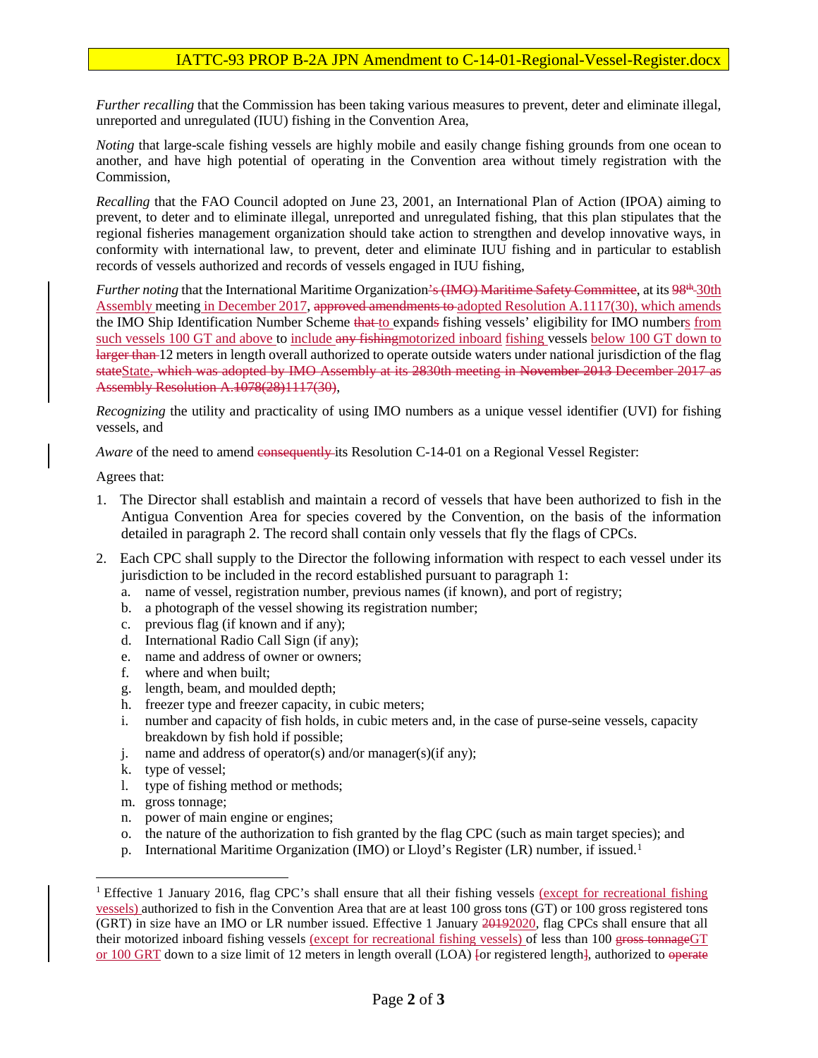*Further recalling* that the Commission has been taking various measures to prevent, deter and eliminate illegal, unreported and unregulated (IUU) fishing in the Convention Area,

*Noting* that large-scale fishing vessels are highly mobile and easily change fishing grounds from one ocean to another, and have high potential of operating in the Convention area without timely registration with the Commission,

*Recalling* that the FAO Council adopted on June 23, 2001, an International Plan of Action (IPOA) aiming to prevent, to deter and to eliminate illegal, unreported and unregulated fishing, that this plan stipulates that the regional fisheries management organization should take action to strengthen and develop innovative ways, in conformity with international law, to prevent, deter and eliminate IUU fishing and in particular to establish records of vessels authorized and records of vessels engaged in IUU fishing,

*Further noting* that the International Maritime Organization~~'s (IMO) Maritime Safety Committee~~, at its ~~98th~~ 30th Assembly meeting in December 2017, ~~approved amendments to~~ adopted Resolution A.1117(30), which amends the IMO Ship Identification Number Scheme ~~that~~ to expand~~s~~ fishing vessels' eligibility for IMO numbers from such vessels 100 GT and above to include ~~any fishing~~motorized inboard fishing vessels below 100 GT down to ~~larger than~~ 12 meters in length overall authorized to operate outside waters under national jurisdiction of the flag ~~state~~State~~, which was adopted by IMO Assembly at its 2830th meeting in November 2013 December 2017 as Assembly Resolution A.1078(28)1117(30)~~,

*Recognizing* the utility and practicality of using IMO numbers as a unique vessel identifier (UVI) for fishing vessels, and

*Aware* of the need to amend ~~consequently~~ its Resolution C-14-01 on a Regional Vessel Register:

Agrees that:

1. The Director shall establish and maintain a record of vessels that have been authorized to fish in the Antigua Convention Area for species covered by the Convention, on the basis of the information detailed in paragraph 2. The record shall contain only vessels that fly the flags of CPCs.

2. Each CPC shall supply to the Director the following information with respect to each vessel under its jurisdiction to be included in the record established pursuant to paragraph 1:
   a. name of vessel, registration number, previous names (if known), and port of registry;
   b. a photograph of the vessel showing its registration number;
   c. previous flag (if known and if any);
   d. International Radio Call Sign (if any);
   e. name and address of owner or owners;
   f. where and when built;
   g. length, beam, and moulded depth;
   h. freezer type and freezer capacity, in cubic meters;
   i. number and capacity of fish holds, in cubic meters and, in the case of purse-seine vessels, capacity breakdown by fish hold if possible;
   j. name and address of operator(s) and/or manager(s)(if any);
   k. type of vessel;
   l. type of fishing method or methods;
   m. gross tonnage;
   n. power of main engine or engines;
   o. the nature of the authorization to fish granted by the flag CPC (such as main target species); and
   p. International Maritime Organization (IMO) or Lloyd's Register (LR) number, if issued.[1]

---

[1] Effective 1 January 2016, flag CPC's shall ensure that all their fishing vessels (except for recreational fishing vessels) authorized to fish in the Convention Area that are at least 100 gross tons (GT) or 100 gross registered tons (GRT) in size have an IMO or LR number issued. Effective 1 January ~~2019~~2020, flag CPCs shall ensure that all their motorized inboard fishing vessels (except for recreational fishing vessels) of less than 100 ~~gross tonnage~~GT or 100 GRT down to a size limit of 12 meters in length overall (LOA) ~~[~~or registered length~~]~~, authorized to ~~operate~~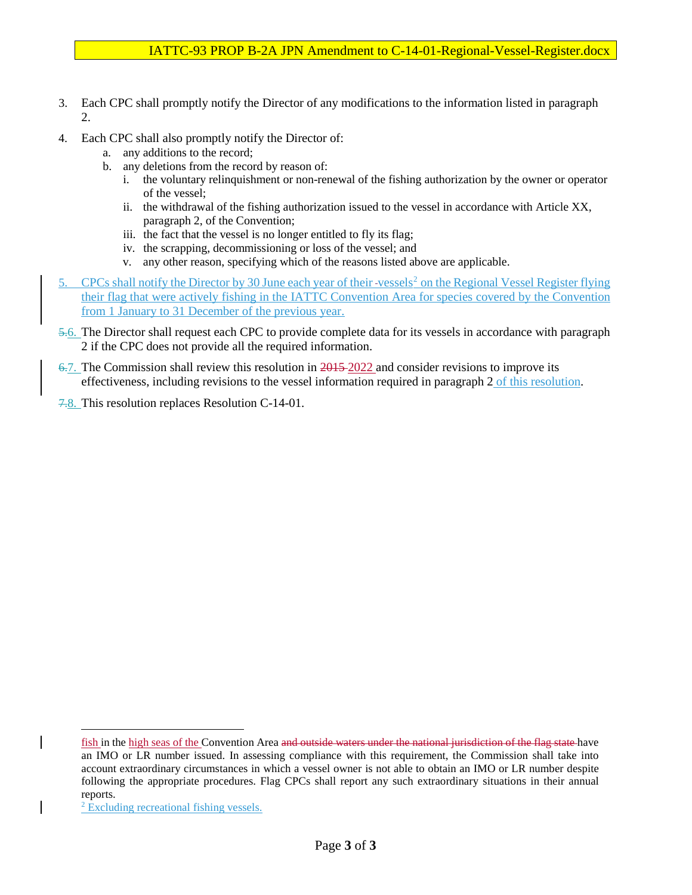3. Each CPC shall promptly notify the Director of any modifications to the information listed in paragraph 2.

4. Each CPC shall also promptly notify the Director of:
   a. any additions to the record;
   b. any deletions from the record by reason of:
      i. the voluntary relinquishment or non-renewal of the fishing authorization by the owner or operator of the vessel;
      ii. the withdrawal of the fishing authorization issued to the vessel in accordance with Article XX, paragraph 2, of the Convention;
      iii. the fact that the vessel is no longer entitled to fly its flag;
      iv. the scrapping, decommissioning or loss of the vessel; and
      v. any other reason, specifying which of the reasons listed above are applicable.

5. CPCs shall notify the Director by 30 June each year of their -vessels[2] on the Regional Vessel Register flying their flag that were actively fishing in the IATTC Convention Area for species covered by the Convention from 1 January to 31 December of the previous year.

~~5.~~6. The Director shall request each CPC to provide complete data for its vessels in accordance with paragraph 2 if the CPC does not provide all the required information.

~~6.~~7. The Commission shall review this resolution in ~~2015~~ 2022 and consider revisions to improve its effectiveness, including revisions to the vessel information required in paragraph 2 of this resolution.

~~7.~~8. This resolution replaces Resolution C-14-01.

---

fish in the high seas of the Convention Area ~~and outside waters under the national jurisdiction of the flag state~~ have an IMO or LR number issued. In assessing compliance with this requirement, the Commission shall take into account extraordinary circumstances in which a vessel owner is not able to obtain an IMO or LR number despite following the appropriate procedures. Flag CPCs shall report any such extraordinary situations in their annual reports.

[2] Excluding recreational fishing vessels.